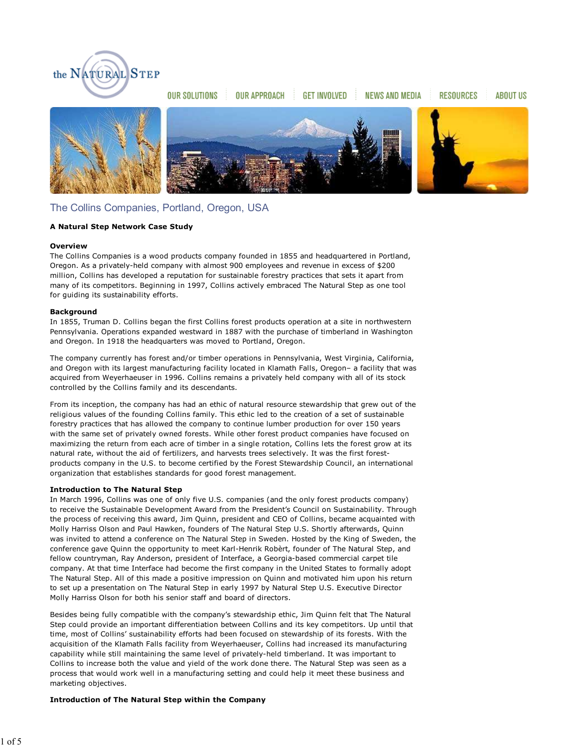the NATURAL STEP

OUR SOLUTIONS | OUR APPROACH | GET INVOLVED | NEWS AND MEDIA | RESOURCES | ABOUT US

# The Collins Companies, Portland, Oregon, USA

**A Natural Step Network Case Study**

**Overview**

The Collins Companies is a wood products company founded in 1855 and headquartered in Portland, Oregon. As a privately-held company with almost 900 employees and revenue in excess of $200 million, Collins has developed a reputation for sustainable forestry practices that sets it apart from many of its competitors. Beginning in 1997, Collins actively embraced The Natural Step as one tool for guiding its sustainability efforts.

**Background**

In 1855, Truman D. Collins began the first Collins forest products operation at a site in northwestern Pennsylvania. Operations expanded westward in 1887 with the purchase of timberland in Washington and Oregon. In 1918 the headquarters was moved to Portland, Oregon.

The company currently has forest and/or timber operations in Pennsylvania, West Virginia, California, and Oregon with its largest manufacturing facility located in Klamath Falls, Oregon– a facility that was acquired from Weyerhaeuser in 1996. Collins remains a privately held company with all of its stock controlled by the Collins family and its descendants.

From its inception, the company has had an ethic of natural resource stewardship that grew out of the religious values of the founding Collins family. This ethic led to the creation of a set of sustainable forestry practices that has allowed the company to continue lumber production for over 150 years with the same set of privately owned forests. While other forest product companies have focused on maximizing the return from each acre of timber in a single rotation, Collins lets the forest grow at its natural rate, without the aid of fertilizers, and harvests trees selectively. It was the first forest-products company in the U.S. to become certified by the Forest Stewardship Council, an international organization that establishes standards for good forest management.

**Introduction to The Natural Step**

In March 1996, Collins was one of only five U.S. companies (and the only forest products company) to receive the Sustainable Development Award from the President's Council on Sustainability. Through the process of receiving this award, Jim Quinn, president and CEO of Collins, became acquainted with Molly Harriss Olson and Paul Hawken, founders of The Natural Step U.S. Shortly afterwards, Quinn was invited to attend a conference on The Natural Step in Sweden. Hosted by the King of Sweden, the conference gave Quinn the opportunity to meet Karl-Henrik Robèrt, founder of The Natural Step, and fellow countryman, Ray Anderson, president of Interface, a Georgia-based commercial carpet tile company. At that time Interface had become the first company in the United States to formally adopt The Natural Step. All of this made a positive impression on Quinn and motivated him upon his return to set up a presentation on The Natural Step in early 1997 by Natural Step U.S. Executive Director Molly Harriss Olson for both his senior staff and board of directors.

Besides being fully compatible with the company's stewardship ethic, Jim Quinn felt that The Natural Step could provide an important differentiation between Collins and its key competitors. Up until that time, most of Collins' sustainability efforts had been focused on stewardship of its forests. With the acquisition of the Klamath Falls facility from Weyerhaeuser, Collins had increased its manufacturing capability while still maintaining the same level of privately-held timberland. It was important to Collins to increase both the value and yield of the work done there. The Natural Step was seen as a process that would work well in a manufacturing setting and could help it meet these business and marketing objectives.

**Introduction of The Natural Step within the Company**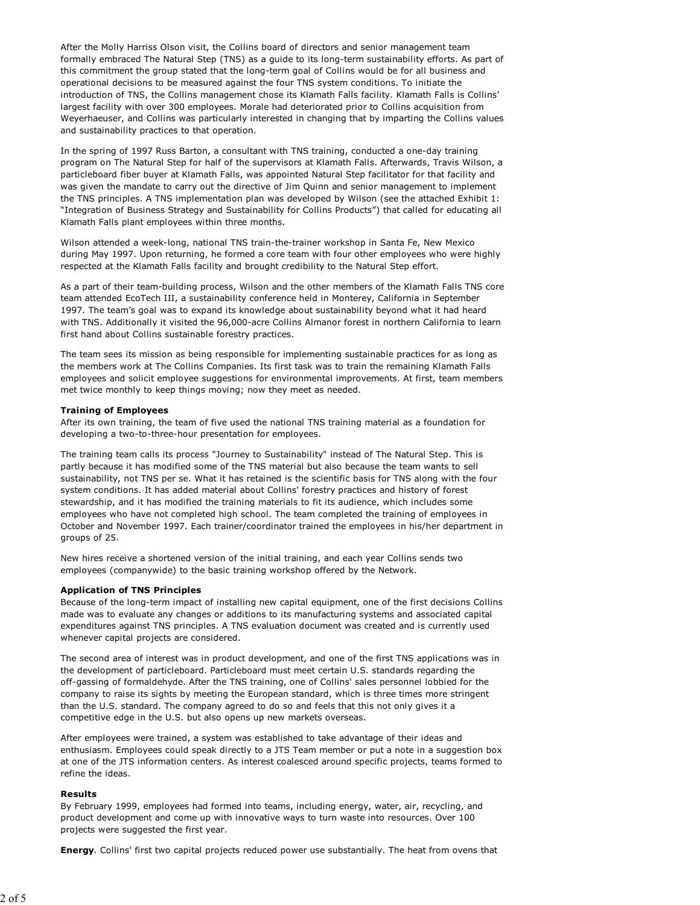After the Molly Harriss Olson visit, the Collins board of directors and senior management team formally embraced The Natural Step (TNS) as a guide to its long-term sustainability efforts. As part of this commitment the group stated that the long-term goal of Collins would be for all business and operational decisions to be measured against the four TNS system conditions. To initiate the introduction of TNS, the Collins management chose its Klamath Falls facility. Klamath Falls is Collins' largest facility with over 300 employees. Morale had deteriorated prior to Collins acquisition from Weyerhaeuser, and Collins was particularly interested in changing that by imparting the Collins values and sustainability practices to that operation.

In the spring of 1997 Russ Barton, a consultant with TNS training, conducted a one-day training program on The Natural Step for half of the supervisors at Klamath Falls. Afterwards, Travis Wilson, a particleboard fiber buyer at Klamath Falls, was appointed Natural Step facilitator for that facility and was given the mandate to carry out the directive of Jim Quinn and senior management to implement the TNS principles. A TNS implementation plan was developed by Wilson (see the attached Exhibit 1: "Integration of Business Strategy and Sustainability for Collins Products") that called for educating all Klamath Falls plant employees within three months.

Wilson attended a week-long, national TNS train-the-trainer workshop in Santa Fe, New Mexico during May 1997. Upon returning, he formed a core team with four other employees who were highly respected at the Klamath Falls facility and brought credibility to the Natural Step effort.

As a part of their team-building process, Wilson and the other members of the Klamath Falls TNS core team attended EcoTech III, a sustainability conference held in Monterey, California in September 1997. The team's goal was to expand its knowledge about sustainability beyond what it had heard with TNS. Additionally it visited the 96,000-acre Collins Almanor forest in northern California to learn first hand about Collins sustainable forestry practices.

The team sees its mission as being responsible for implementing sustainable practices for as long as the members work at The Collins Companies. Its first task was to train the remaining Klamath Falls employees and solicit employee suggestions for environmental improvements. At first, team members met twice monthly to keep things moving; now they meet as needed.

**Training of Employees**
After its own training, the team of five used the national TNS training material as a foundation for developing a two-to-three-hour presentation for employees.

The training team calls its process "Journey to Sustainability" instead of The Natural Step. This is partly because it has modified some of the TNS material but also because the team wants to sell sustainability, not TNS per se. What it has retained is the scientific basis for TNS along with the four system conditions. It has added material about Collins' forestry practices and history of forest stewardship, and it has modified the training materials to fit its audience, which includes some employees who have not completed high school. The team completed the training of employees in October and November 1997. Each trainer/coordinator trained the employees in his/her department in groups of 25.

New hires receive a shortened version of the initial training, and each year Collins sends two employees (companywide) to the basic training workshop offered by the Network.

**Application of TNS Principles**
Because of the long-term impact of installing new capital equipment, one of the first decisions Collins made was to evaluate any changes or additions to its manufacturing systems and associated capital expenditures against TNS principles. A TNS evaluation document was created and is currently used whenever capital projects are considered.

The second area of interest was in product development, and one of the first TNS applications was in the development of particleboard. Particleboard must meet certain U.S. standards regarding the off-gassing of formaldehyde. After the TNS training, one of Collins' sales personnel lobbied for the company to raise its sights by meeting the European standard, which is three times more stringent than the U.S. standard. The company agreed to do so and feels that this not only gives it a competitive edge in the U.S. but also opens up new markets overseas.

After employees were trained, a system was established to take advantage of their ideas and enthusiasm. Employees could speak directly to a JTS Team member or put a note in a suggestion box at one of the JTS information centers. As interest coalesced around specific projects, teams formed to refine the ideas.

**Results**
By February 1999, employees had formed into teams, including energy, water, air, recycling, and product development and come up with innovative ways to turn waste into resources. Over 100 projects were suggested the first year.

**Energy**. Collins' first two capital projects reduced power use substantially. The heat from ovens that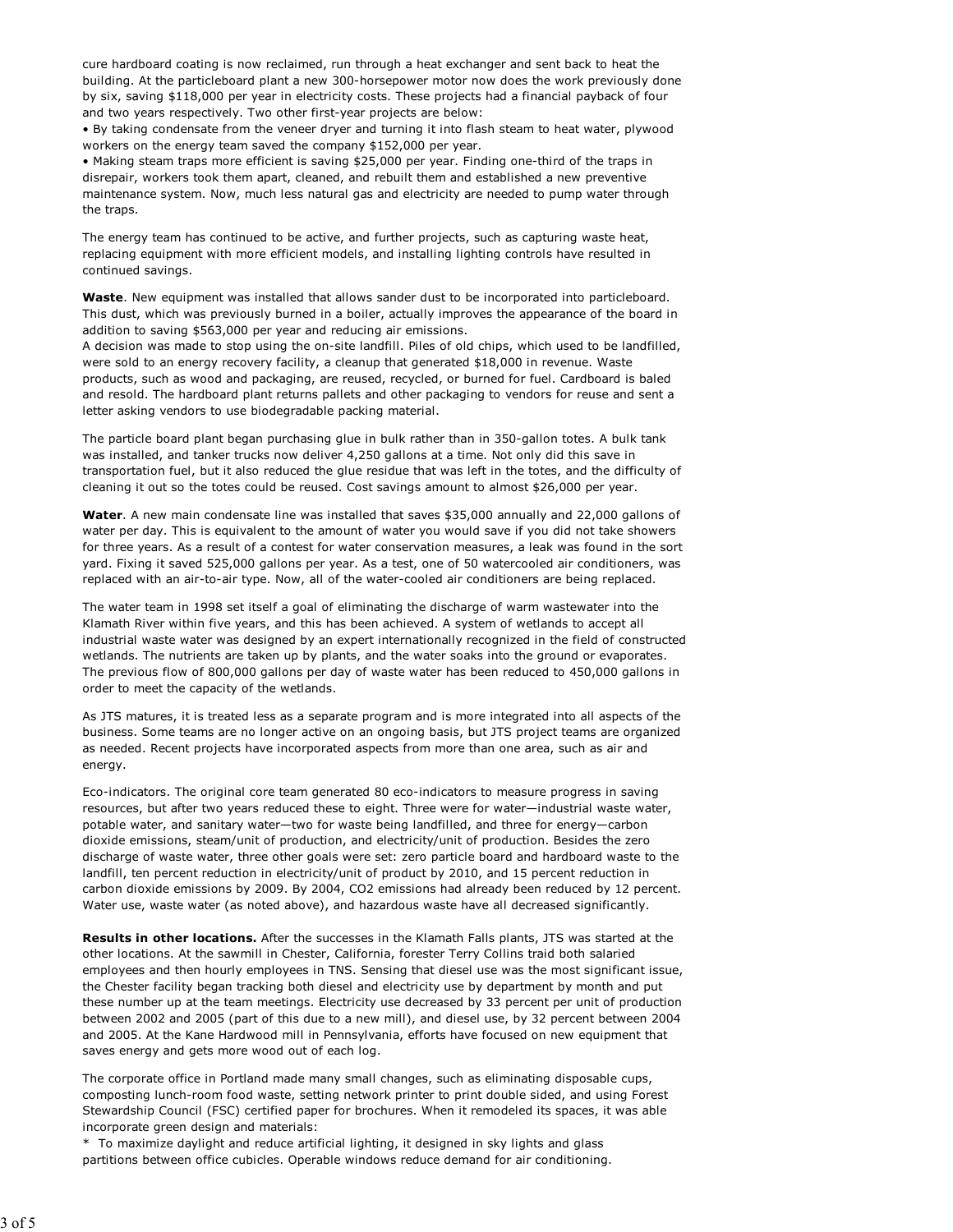cure hardboard coating is now reclaimed, run through a heat exchanger and sent back to heat the building. At the particleboard plant a new 300-horsepower motor now does the work previously done by six, saving $118,000 per year in electricity costs. These projects had a financial payback of four and two years respectively. Two other first-year projects are below:

- By taking condensate from the veneer dryer and turning it into flash steam to heat water, plywood workers on the energy team saved the company $152,000 per year.
- Making steam traps more efficient is saving $25,000 per year. Finding one-third of the traps in disrepair, workers took them apart, cleaned, and rebuilt them and established a new preventive maintenance system. Now, much less natural gas and electricity are needed to pump water through the traps.

The energy team has continued to be active, and further projects, such as capturing waste heat, replacing equipment with more efficient models, and installing lighting controls have resulted in continued savings.

**Waste**. New equipment was installed that allows sander dust to be incorporated into particleboard. This dust, which was previously burned in a boiler, actually improves the appearance of the board in addition to saving $563,000 per year and reducing air emissions.

A decision was made to stop using the on-site landfill. Piles of old chips, which used to be landfilled, were sold to an energy recovery facility, a cleanup that generated $18,000 in revenue. Waste products, such as wood and packaging, are reused, recycled, or burned for fuel. Cardboard is baled and resold. The hardboard plant returns pallets and other packaging to vendors for reuse and sent a letter asking vendors to use biodegradable packing material.

The particle board plant began purchasing glue in bulk rather than in 350-gallon totes. A bulk tank was installed, and tanker trucks now deliver 4,250 gallons at a time. Not only did this save in transportation fuel, but it also reduced the glue residue that was left in the totes, and the difficulty of cleaning it out so the totes could be reused. Cost savings amount to almost $26,000 per year.

**Water**. A new main condensate line was installed that saves $35,000 annually and 22,000 gallons of water per day. This is equivalent to the amount of water you would save if you did not take showers for three years. As a result of a contest for water conservation measures, a leak was found in the sort yard. Fixing it saved 525,000 gallons per year. As a test, one of 50 watercooled air conditioners, was replaced with an air-to-air type. Now, all of the water-cooled air conditioners are being replaced.

The water team in 1998 set itself a goal of eliminating the discharge of warm wastewater into the Klamath River within five years, and this has been achieved. A system of wetlands to accept all industrial waste water was designed by an expert internationally recognized in the field of constructed wetlands. The nutrients are taken up by plants, and the water soaks into the ground or evaporates. The previous flow of 800,000 gallons per day of waste water has been reduced to 450,000 gallons in order to meet the capacity of the wetlands.

As JTS matures, it is treated less as a separate program and is more integrated into all aspects of the business. Some teams are no longer active on an ongoing basis, but JTS project teams are organized as needed. Recent projects have incorporated aspects from more than one area, such as air and energy.

Eco-indicators. The original core team generated 80 eco-indicators to measure progress in saving resources, but after two years reduced these to eight. Three were for water—industrial waste water, potable water, and sanitary water—two for waste being landfilled, and three for energy—carbon dioxide emissions, steam/unit of production, and electricity/unit of production. Besides the zero discharge of waste water, three other goals were set: zero particle board and hardboard waste to the landfill, ten percent reduction in electricity/unit of product by 2010, and 15 percent reduction in carbon dioxide emissions by 2009. By 2004, $CO_2$ emissions had already been reduced by 12 percent. Water use, waste water (as noted above), and hazardous waste have all decreased significantly.

**Results in other locations.** After the successes in the Klamath Falls plants, JTS was started at the other locations. At the sawmill in Chester, California, forester Terry Collins traid both salaried employees and then hourly employees in TNS. Sensing that diesel use was the most significant issue, the Chester facility began tracking both diesel and electricity use by department by month and put these number up at the team meetings. Electricity use decreased by 33 percent per unit of production between 2002 and 2005 (part of this due to a new mill), and diesel use, by 32 percent between 2004 and 2005. At the Kane Hardwood mill in Pennsylvania, efforts have focused on new equipment that saves energy and gets more wood out of each log.

The corporate office in Portland made many small changes, such as eliminating disposable cups, composting lunch-room food waste, setting network printer to print double sided, and using Forest Stewardship Council (FSC) certified paper for brochures. When it remodeled its spaces, it was able incorporate green design and materials:

* To maximize daylight and reduce artificial lighting, it designed in sky lights and glass partitions between office cubicles. Operable windows reduce demand for air conditioning.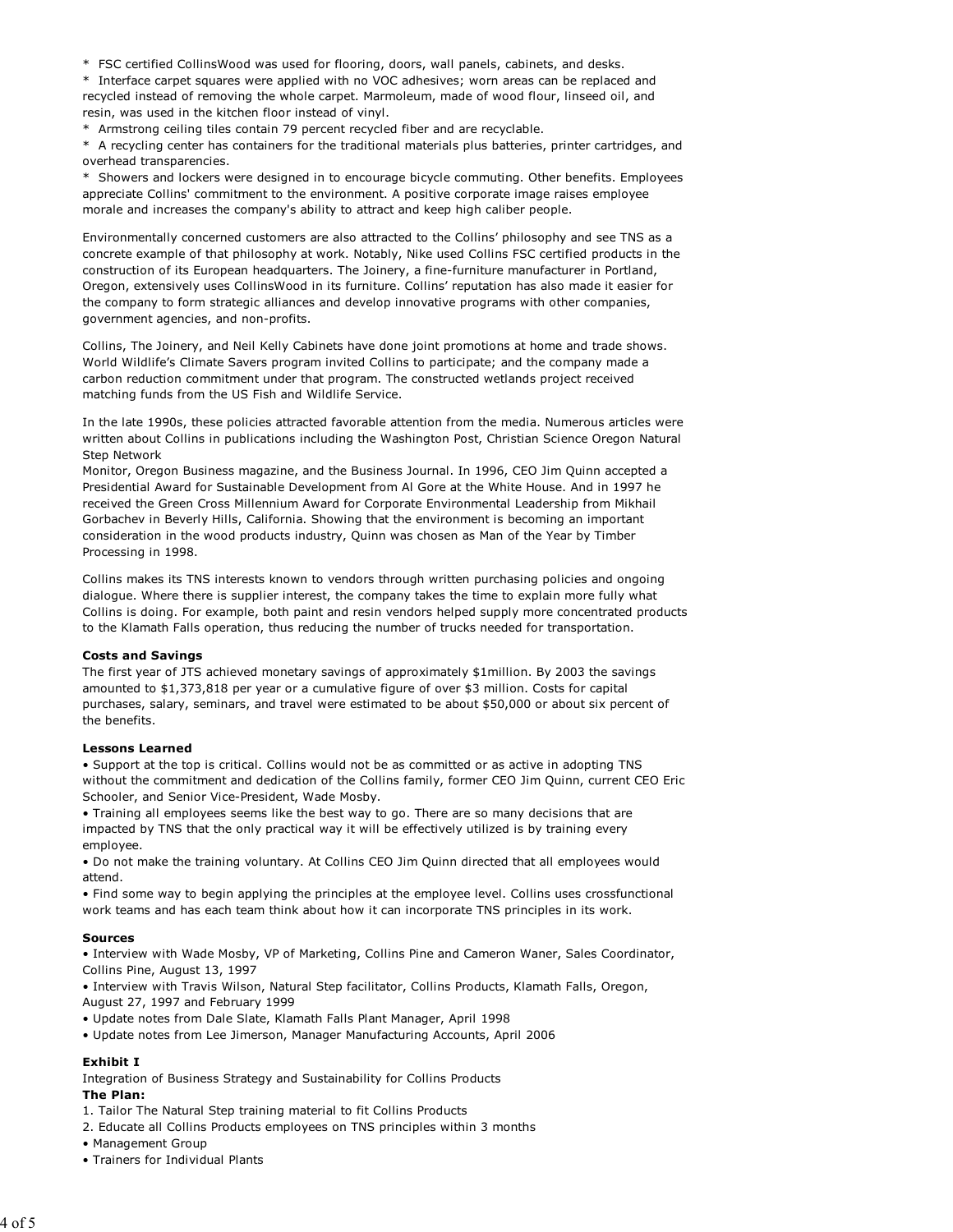* FSC certified CollinsWood was used for flooring, doors, wall panels, cabinets, and desks.
* Interface carpet squares were applied with no VOC adhesives; worn areas can be replaced and recycled instead of removing the whole carpet. Marmoleum, made of wood flour, linseed oil, and resin, was used in the kitchen floor instead of vinyl.
* Armstrong ceiling tiles contain 79 percent recycled fiber and are recyclable.
* A recycling center has containers for the traditional materials plus batteries, printer cartridges, and overhead transparencies.
* Showers and lockers were designed in to encourage bicycle commuting. Other benefits. Employees appreciate Collins' commitment to the environment. A positive corporate image raises employee morale and increases the company's ability to attract and keep high caliber people.

Environmentally concerned customers are also attracted to the Collins' philosophy and see TNS as a concrete example of that philosophy at work. Notably, Nike used Collins FSC certified products in the construction of its European headquarters. The Joinery, a fine-furniture manufacturer in Portland, Oregon, extensively uses CollinsWood in its furniture. Collins' reputation has also made it easier for the company to form strategic alliances and develop innovative programs with other companies, government agencies, and non-profits.

Collins, The Joinery, and Neil Kelly Cabinets have done joint promotions at home and trade shows. World Wildlife's Climate Savers program invited Collins to participate; and the company made a carbon reduction commitment under that program. The constructed wetlands project received matching funds from the US Fish and Wildlife Service.

In the late 1990s, these policies attracted favorable attention from the media. Numerous articles were written about Collins in publications including the Washington Post, Christian Science Oregon Natural Step Network
Monitor, Oregon Business magazine, and the Business Journal. In 1996, CEO Jim Quinn accepted a Presidential Award for Sustainable Development from Al Gore at the White House. And in 1997 he received the Green Cross Millennium Award for Corporate Environmental Leadership from Mikhail Gorbachev in Beverly Hills, California. Showing that the environment is becoming an important consideration in the wood products industry, Quinn was chosen as Man of the Year by Timber Processing in 1998.

Collins makes its TNS interests known to vendors through written purchasing policies and ongoing dialogue. Where there is supplier interest, the company takes the time to explain more fully what Collins is doing. For example, both paint and resin vendors helped supply more concentrated products to the Klamath Falls operation, thus reducing the number of trucks needed for transportation.

**Costs and Savings**

The first year of JTS achieved monetary savings of approximately $1million. By 2003 the savings amounted to $1,373,818 per year or a cumulative figure of over $3 million. Costs for capital purchases, salary, seminars, and travel were estimated to be about $50,000 or about six percent of the benefits.

**Lessons Learned**

• Support at the top is critical. Collins would not be as committed or as active in adopting TNS without the commitment and dedication of the Collins family, former CEO Jim Quinn, current CEO Eric Schooler, and Senior Vice-President, Wade Mosby.
• Training all employees seems like the best way to go. There are so many decisions that are impacted by TNS that the only practical way it will be effectively utilized is by training every employee.
• Do not make the training voluntary. At Collins CEO Jim Quinn directed that all employees would attend.
• Find some way to begin applying the principles at the employee level. Collins uses crossfunctional work teams and has each team think about how it can incorporate TNS principles in its work.

**Sources**

• Interview with Wade Mosby, VP of Marketing, Collins Pine and Cameron Waner, Sales Coordinator, Collins Pine, August 13, 1997
• Interview with Travis Wilson, Natural Step facilitator, Collins Products, Klamath Falls, Oregon, August 27, 1997 and February 1999
• Update notes from Dale Slate, Klamath Falls Plant Manager, April 1998
• Update notes from Lee Jimerson, Manager Manufacturing Accounts, April 2006

**Exhibit I**

Integration of Business Strategy and Sustainability for Collins Products

**The Plan:**

1. Tailor The Natural Step training material to fit Collins Products
2. Educate all Collins Products employees on TNS principles within 3 months

• Management Group
• Trainers for Individual Plants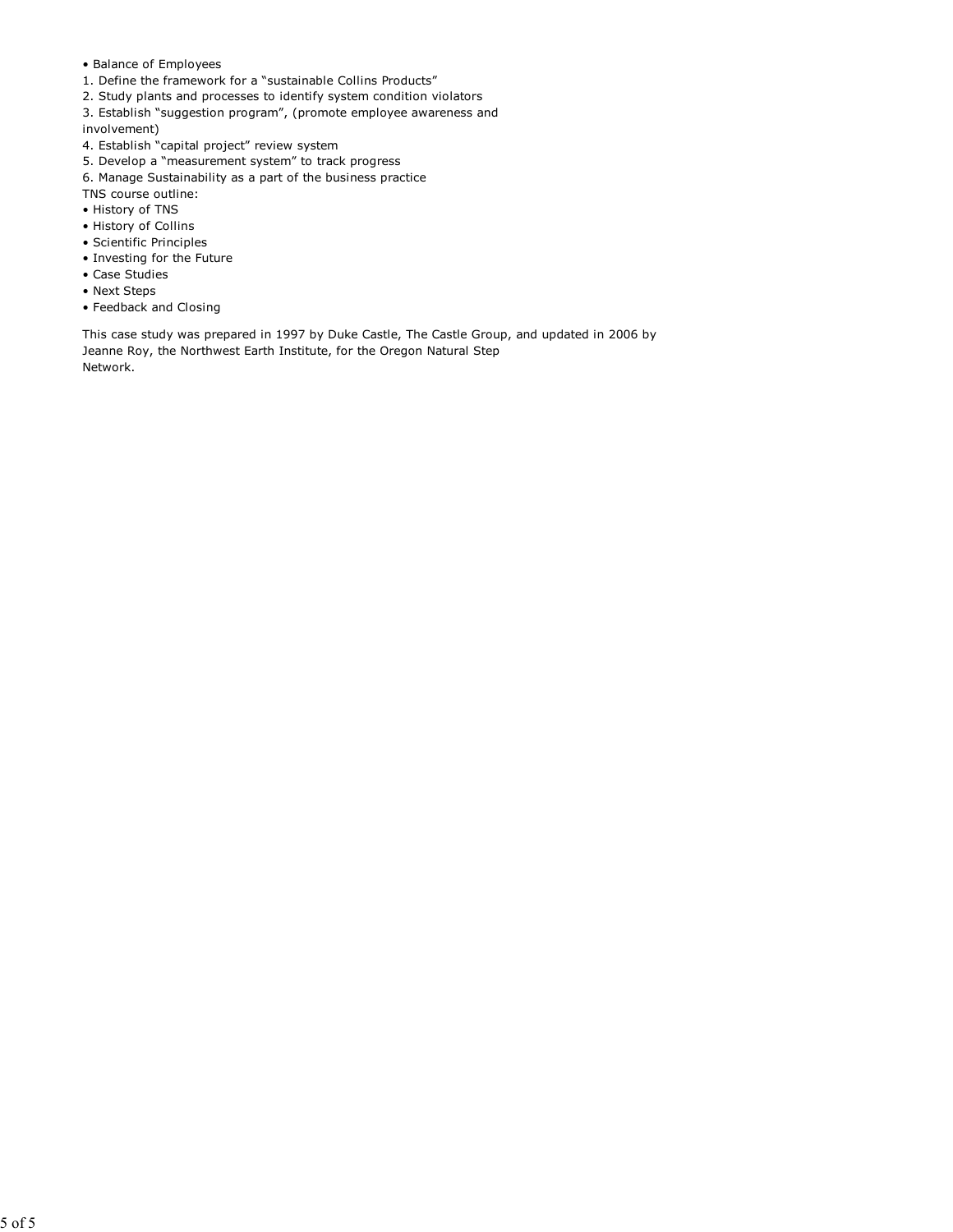- Balance of Employees

1. Define the framework for a “sustainable Collins Products”
2. Study plants and processes to identify system condition violators
3. Establish “suggestion program”, (promote employee awareness and involvement)
4. Establish “capital project” review system
5. Develop a “measurement system” to track progress
6. Manage Sustainability as a part of the business practice

TNS course outline:

- History of TNS
- History of Collins
- Scientific Principles
- Investing for the Future
- Case Studies
- Next Steps
- Feedback and Closing

This case study was prepared in 1997 by Duke Castle, The Castle Group, and updated in 2006 by Jeanne Roy, the Northwest Earth Institute, for the Oregon Natural Step Network.